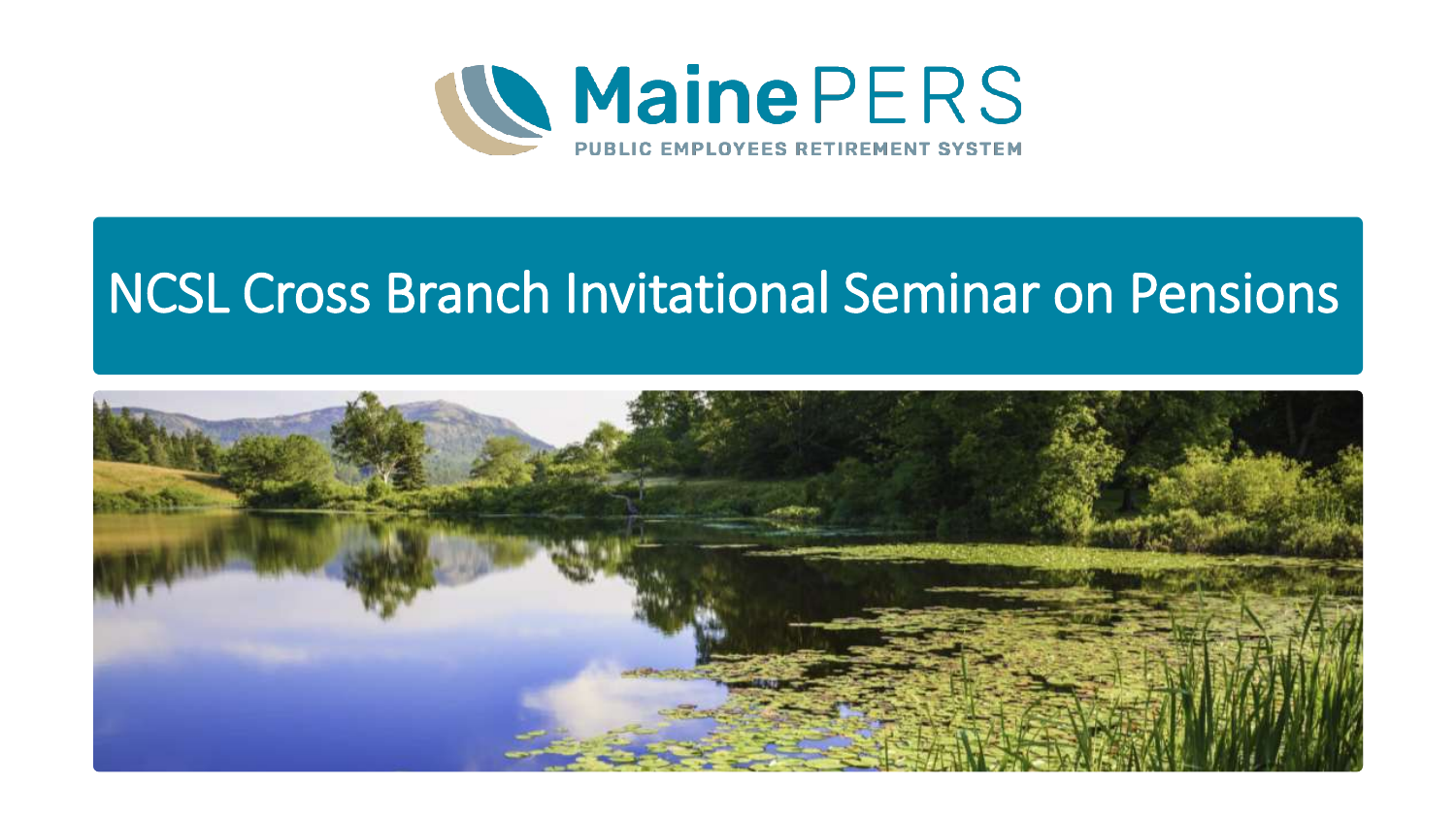MainePERS

PUBLIC EMPLOYEES RETIREMENT SYSTEM

# NCSL Cross Branch Invitational Seminar on Pensions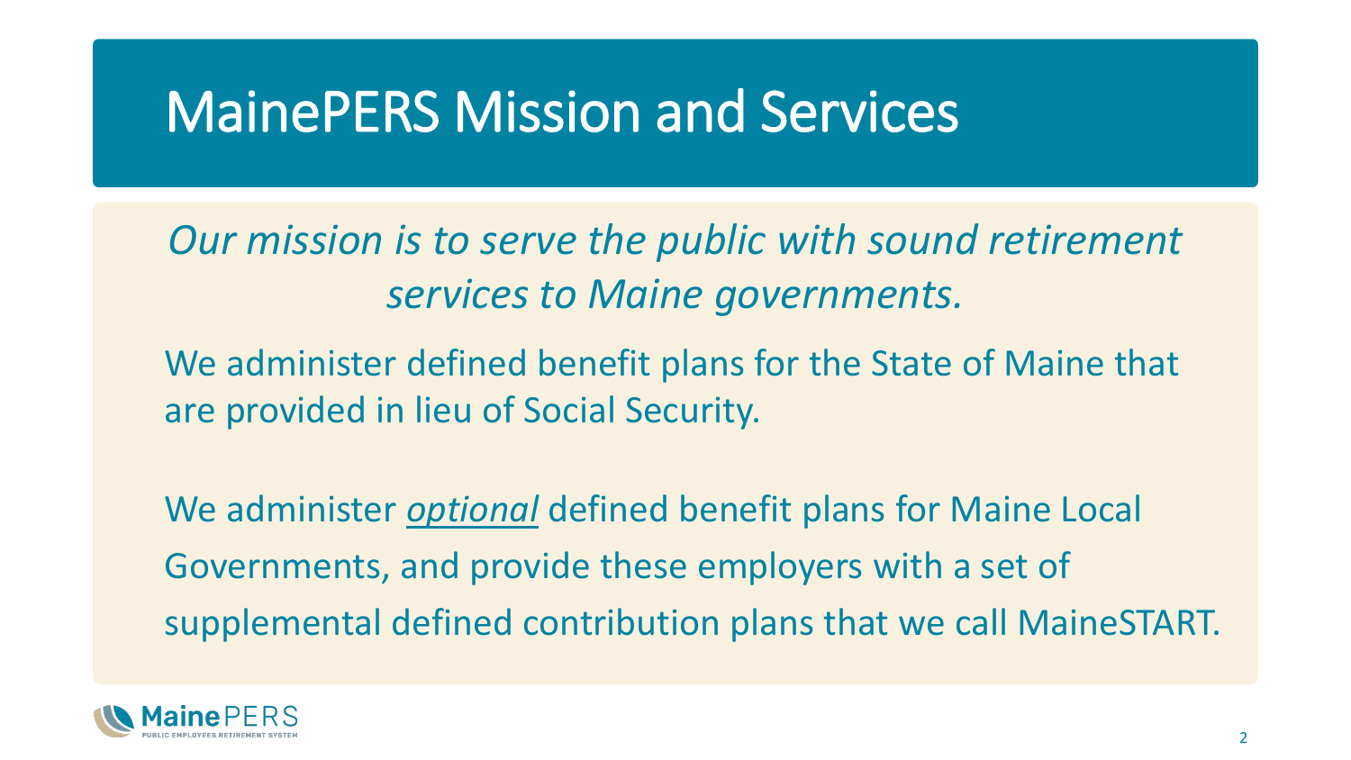# MainePERS Mission and Services

*Our mission is to serve the public with sound retirement services to Maine governments.*

We administer defined benefit plans for the State of Maine that are provided in lieu of Social Security.

We administer *optional* defined benefit plans for Maine Local Governments, and provide these employers with a set of supplemental defined contribution plans that we call MaineSTART.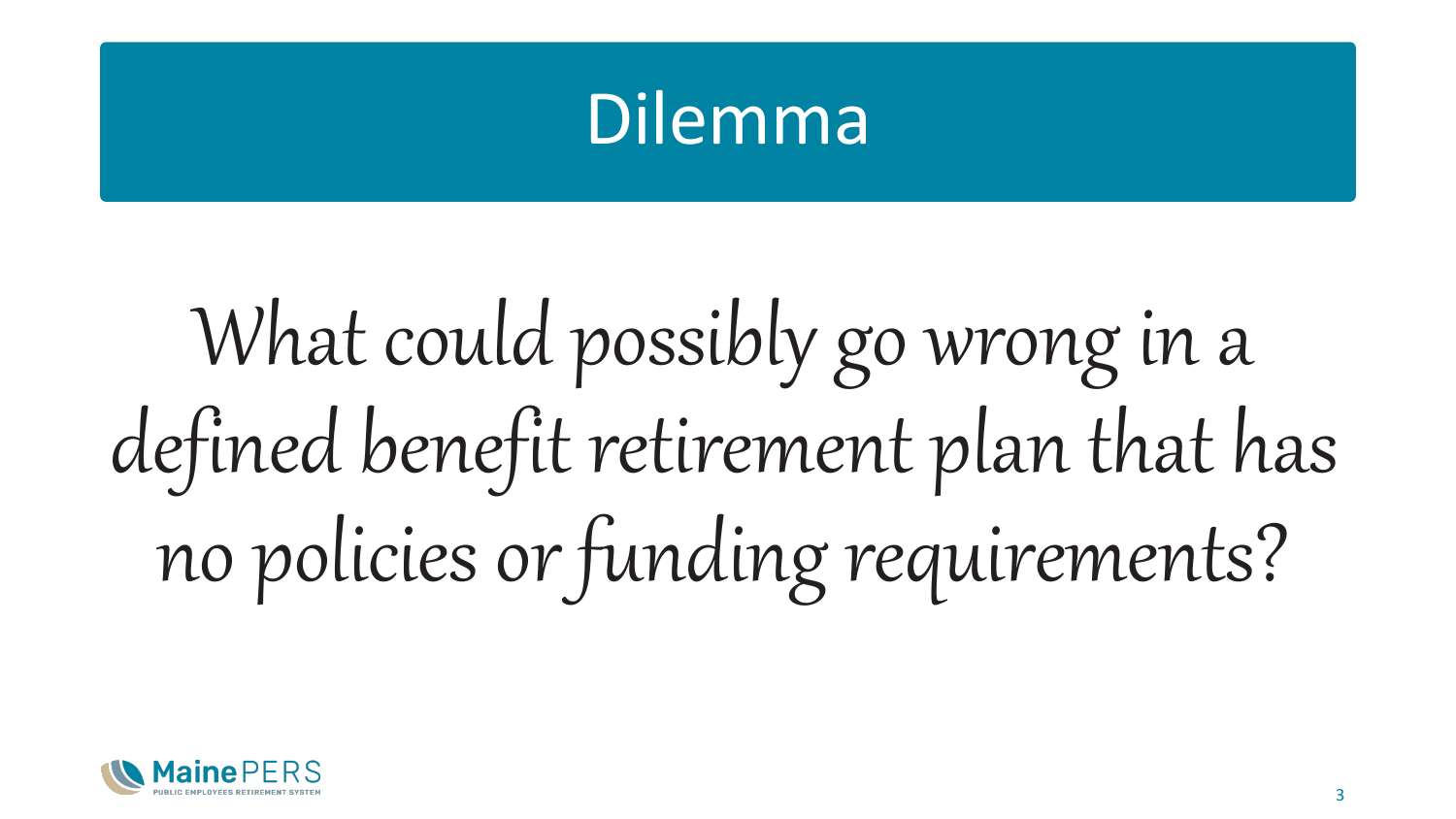# Dilemma

*What could possibly go wrong in a defined benefit retirement plan that has no policies or funding requirements?*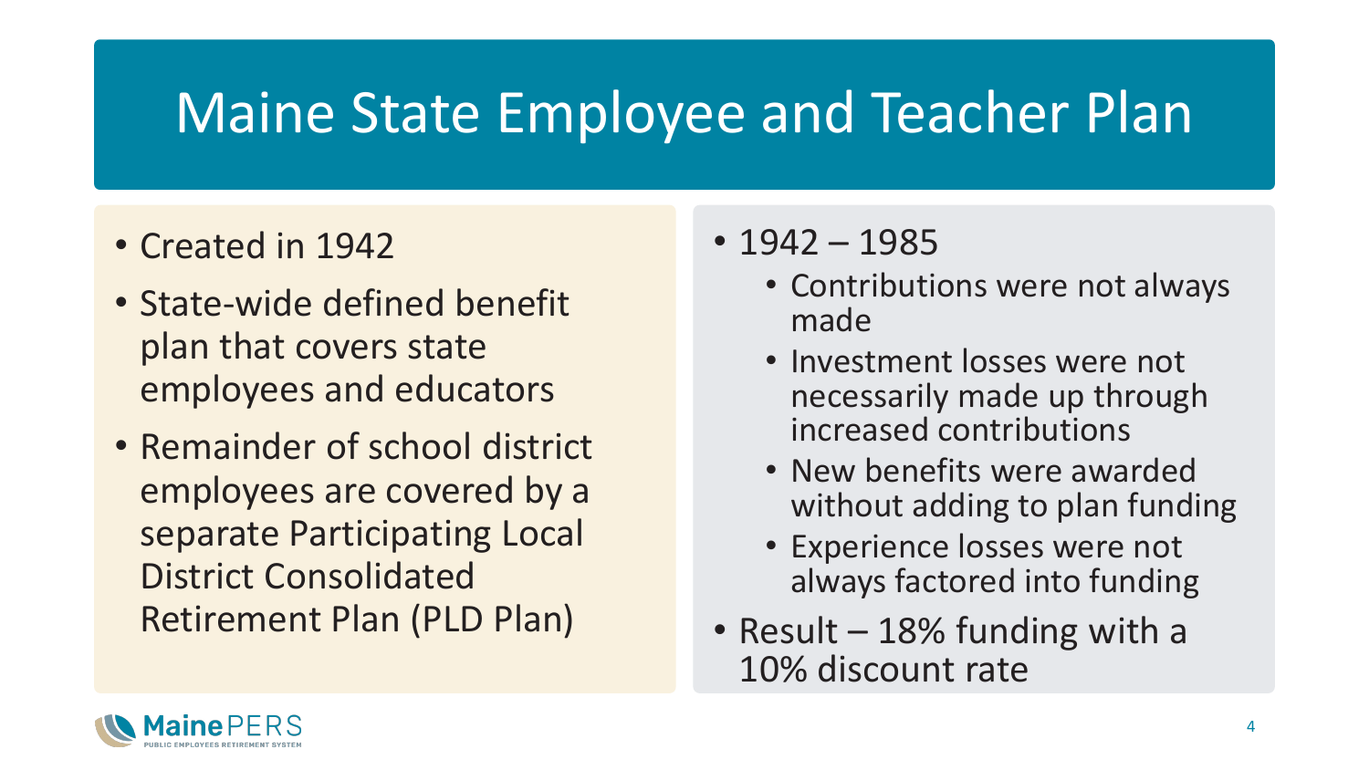# Maine State Employee and Teacher Plan

- Created in 1942
- State-wide defined benefit plan that covers state employees and educators
- Remainder of school district employees are covered by a separate Participating Local District Consolidated Retirement Plan (PLD Plan)

- 1942 – 1985
  - Contributions were not always made
  - Investment losses were not necessarily made up through increased contributions
  - New benefits were awarded without adding to plan funding
  - Experience losses were not always factored into funding
- Result – 18% funding with a 10% discount rate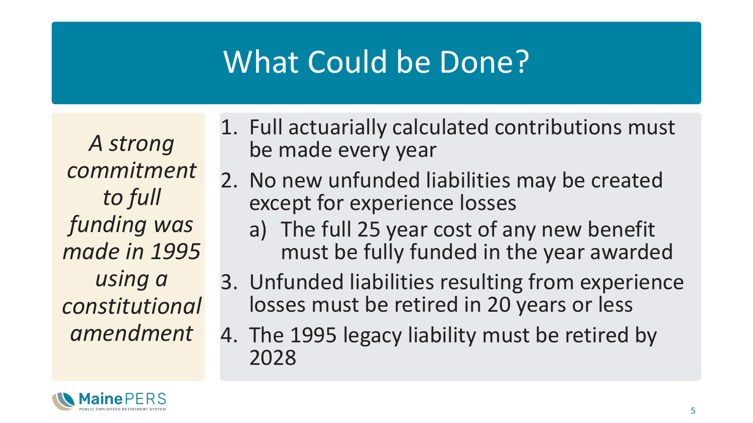# What Could be Done?

*A strong commitment to full funding was made in 1995 using a constitutional amendment*

1. Full actuarially calculated contributions must be made every year
2. No new unfunded liabilities may be created except for experience losses
   a) The full 25 year cost of any new benefit must be fully funded in the year awarded
3. Unfunded liabilities resulting from experience losses must be retired in 20 years or less
4. The 1995 legacy liability must be retired by 2028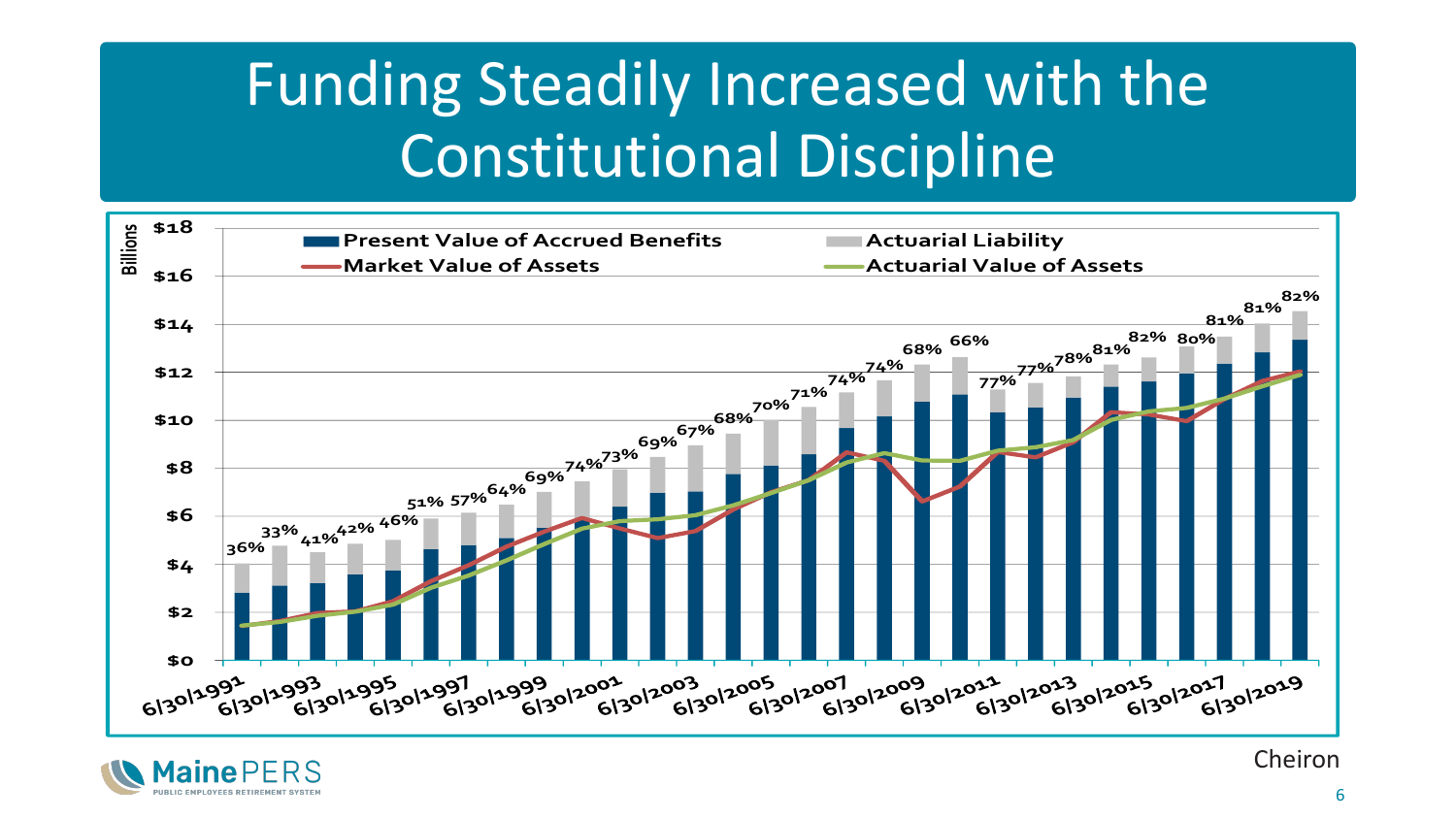# Funding Steadily Increased with the Constitutional Discipline

Billions

Present Value of Accrued Benefits | Actuarial Liability | Market Value of Assets | Actuarial Value of Assets

| Date | Funded % |
| --- | --- |
| 6/30/1991 | 36% |
| | 33% |
| 6/30/1993 | 41% |
| | 42% |
| 6/30/1995 | 46% |
| | 51% |
| 6/30/1997 | 57% |
| | 64% |
| 6/30/1999 | 69% |
| | 74% |
| 6/30/2001 | 73% |
| | 69% |
| 6/30/2003 | 67% |
| | 68% |
| 6/30/2005 | 70% |
| | 71% |
| 6/30/2007 | 74% |
| | 74% |
| 6/30/2009 | 68% |
| | 66% |
| 6/30/2011 | 77% |
| | 77% |
| 6/30/2013 | 78% |
| | 81% |
| 6/30/2015 | 82% |
| | 80% |
| 6/30/2017 | 81% |
| | 81% |
| 6/30/2019 | 82% |

Cheiron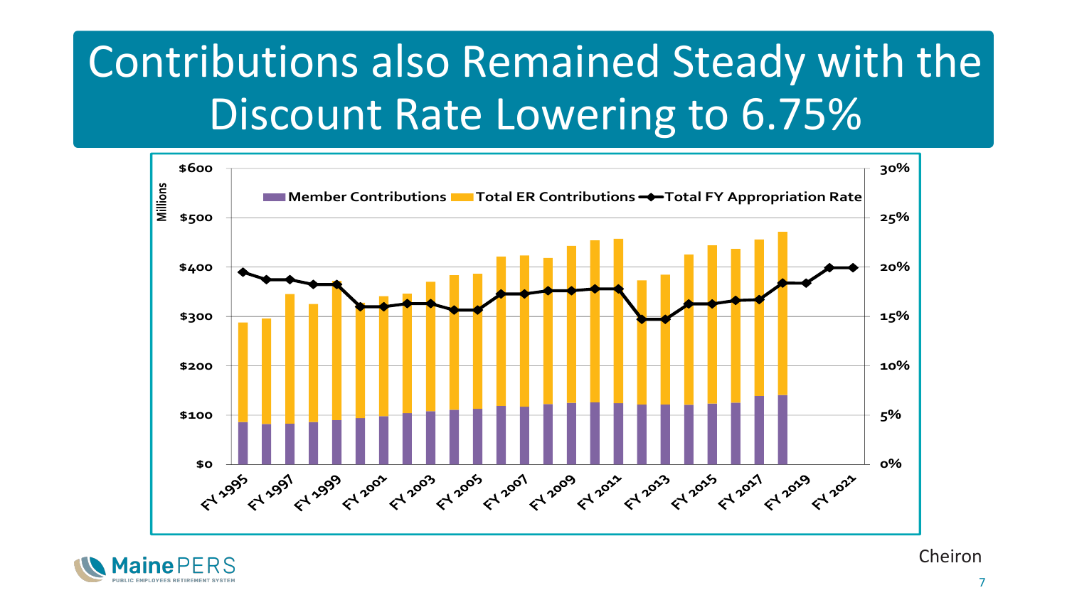# Contributions also Remained Steady with the Discount Rate Lowering to 6.75%

Millions

Member Contributions | Total ER Contributions | Total FY Appropriation Rate

$600, $500, $400, $300, $200, $100, $0

30%, 25%, 20%, 15%, 10%, 5%, 0%

FY 1995, FY 1997, FY 1999, FY 2001, FY 2003, FY 2005, FY 2007, FY 2009, FY 2011, FY 2013, FY 2015, FY 2017, FY 2019, FY 2021

MainePERS
PUBLIC EMPLOYEES RETIREMENT SYSTEM

Cheiron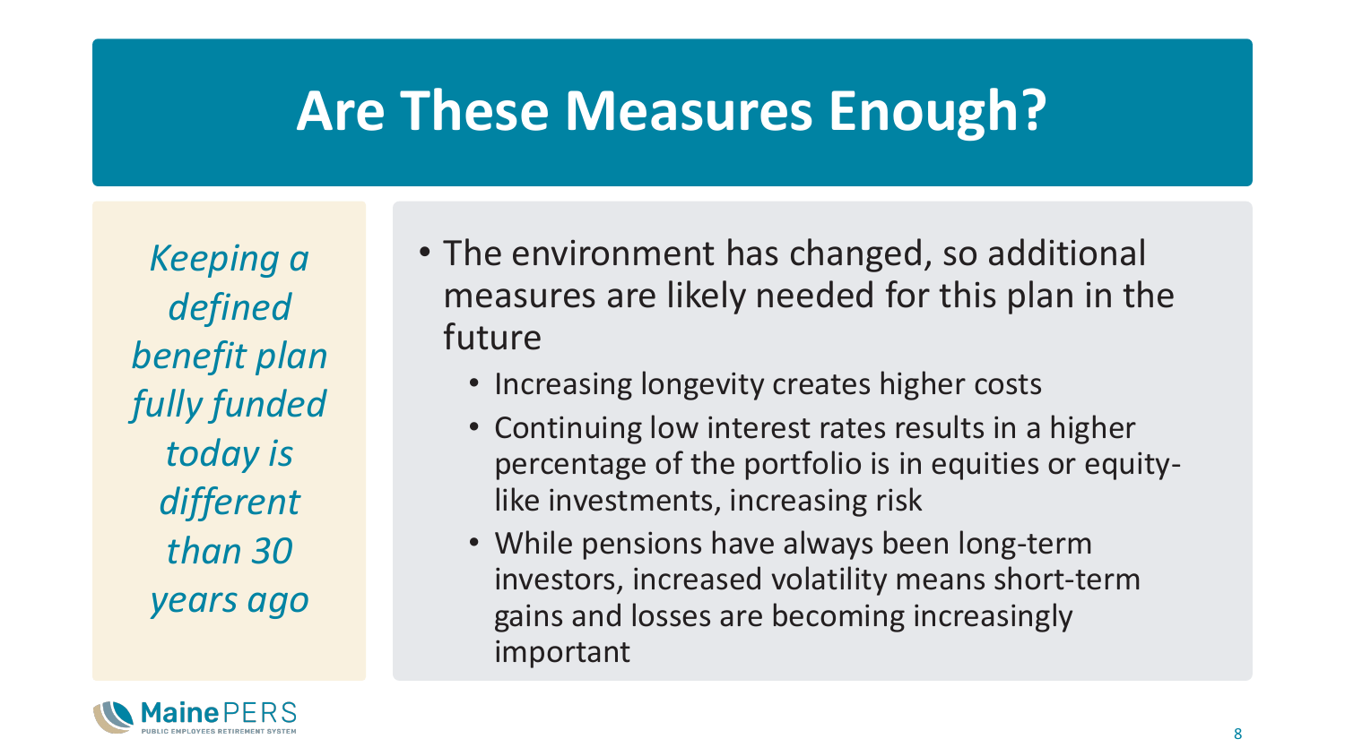# Are These Measures Enough?

*Keeping a defined benefit plan fully funded today is different than 30 years ago*

- The environment has changed, so additional measures are likely needed for this plan in the future
  - Increasing longevity creates higher costs
  - Continuing low interest rates results in a higher percentage of the portfolio is in equities or equity-like investments, increasing risk
  - While pensions have always been long-term investors, increased volatility means short-term gains and losses are becoming increasingly important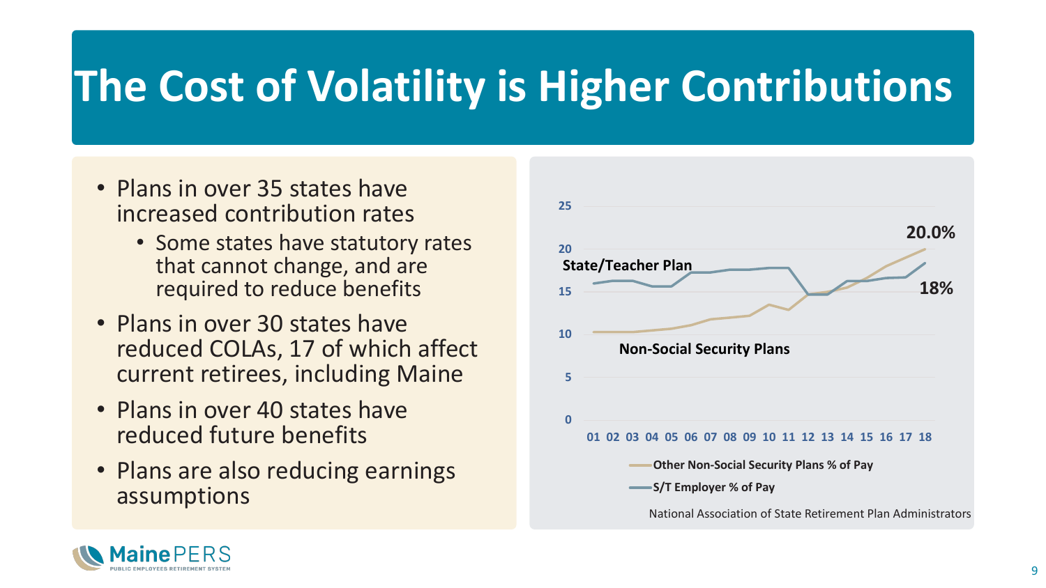# The Cost of Volatility is Higher Contributions

- Plans in over 35 states have increased contribution rates
  - Some states have statutory rates that cannot change, and are required to reduce benefits
- Plans in over 30 states have reduced COLAs, 17 of which affect current retirees, including Maine
- Plans in over 40 states have reduced future benefits
- Plans are also reducing earnings assumptions

State/Teacher Plan

Non-Social Security Plans

20.0%

18%

Other Non-Social Security Plans % of Pay

S/T Employer % of Pay

National Association of State Retirement Plan Administrators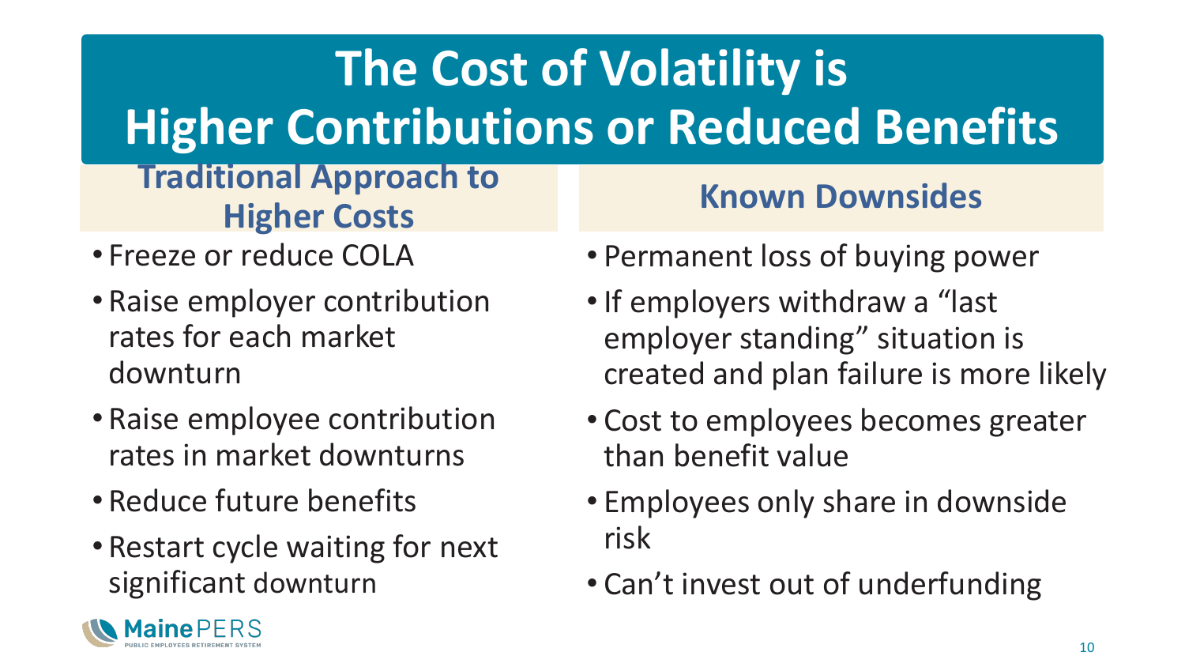# The Cost of Volatility is Higher Contributions or Reduced Benefits

## Traditional Approach to Higher Costs

- Freeze or reduce COLA
- Raise employer contribution rates for each market downturn
- Raise employee contribution rates in market downturns
- Reduce future benefits
- Restart cycle waiting for next significant downturn

## Known Downsides

- Permanent loss of buying power
- If employers withdraw a "last employer standing" situation is created and plan failure is more likely
- Cost to employees becomes greater than benefit value
- Employees only share in downside risk
- Can't invest out of underfunding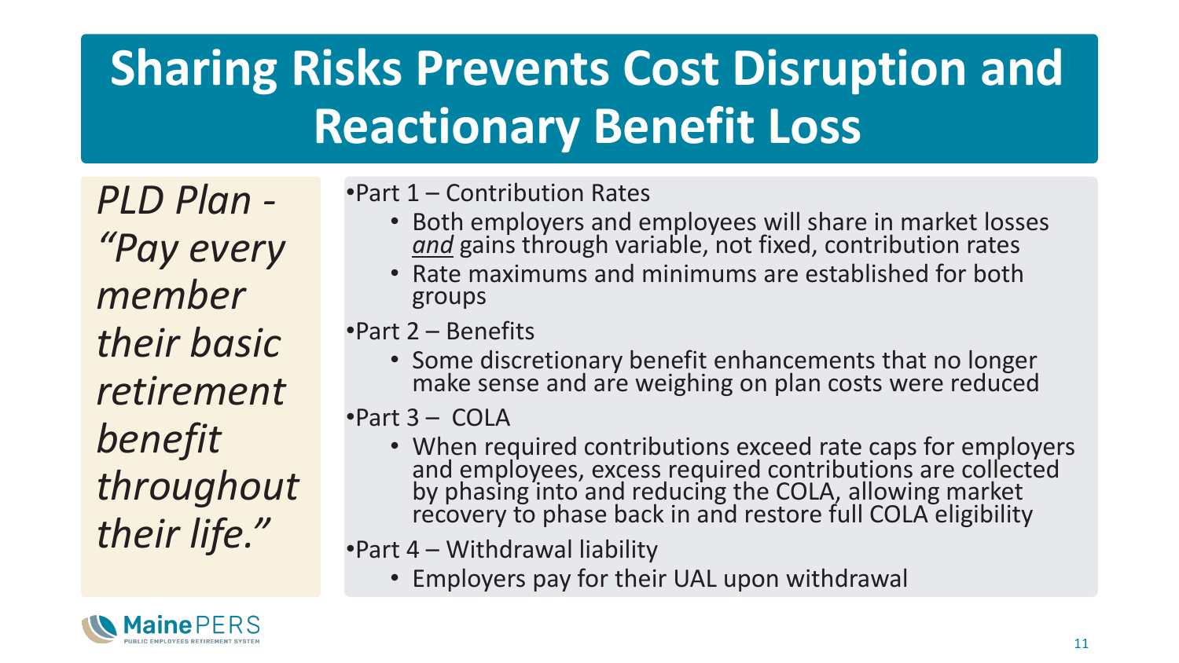# Sharing Risks Prevents Cost Disruption and Reactionary Benefit Loss

*PLD Plan - "Pay every member their basic retirement benefit throughout their life."*

- Part 1 – Contribution Rates
  - Both employers and employees will share in market losses *and* gains through variable, not fixed, contribution rates
  - Rate maximums and minimums are established for both groups
- Part 2 – Benefits
  - Some discretionary benefit enhancements that no longer make sense and are weighing on plan costs were reduced
- Part 3 – COLA
  - When required contributions exceed rate caps for employers and employees, excess required contributions are collected by phasing into and reducing the COLA, allowing market recovery to phase back in and restore full COLA eligibility
- Part 4 – Withdrawal liability
  - Employers pay for their UAL upon withdrawal

MainePERS
PUBLIC EMPLOYEES RETIREMENT SYSTEM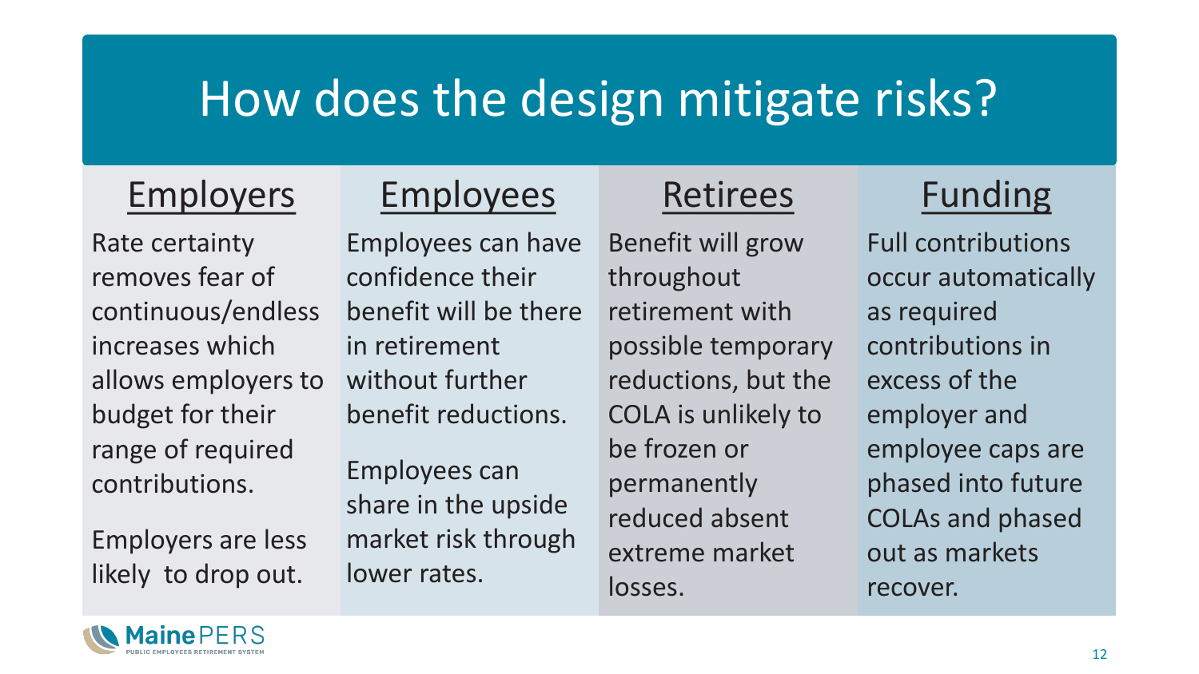# How does the design mitigate risks?

## Employers

Rate certainty removes fear of continuous/endless increases which allows employers to budget for their range of required contributions.

Employers are less likely to drop out.

## Employees

Employees can have confidence their benefit will be there in retirement without further benefit reductions.

Employees can share in the upside market risk through lower rates.

## Retirees

Benefit will grow throughout retirement with possible temporary reductions, but the COLA is unlikely to be frozen or permanently reduced absent extreme market losses.

## Funding

Full contributions occur automatically as required contributions in excess of the employer and employee caps are phased into future COLAs and phased out as markets recover.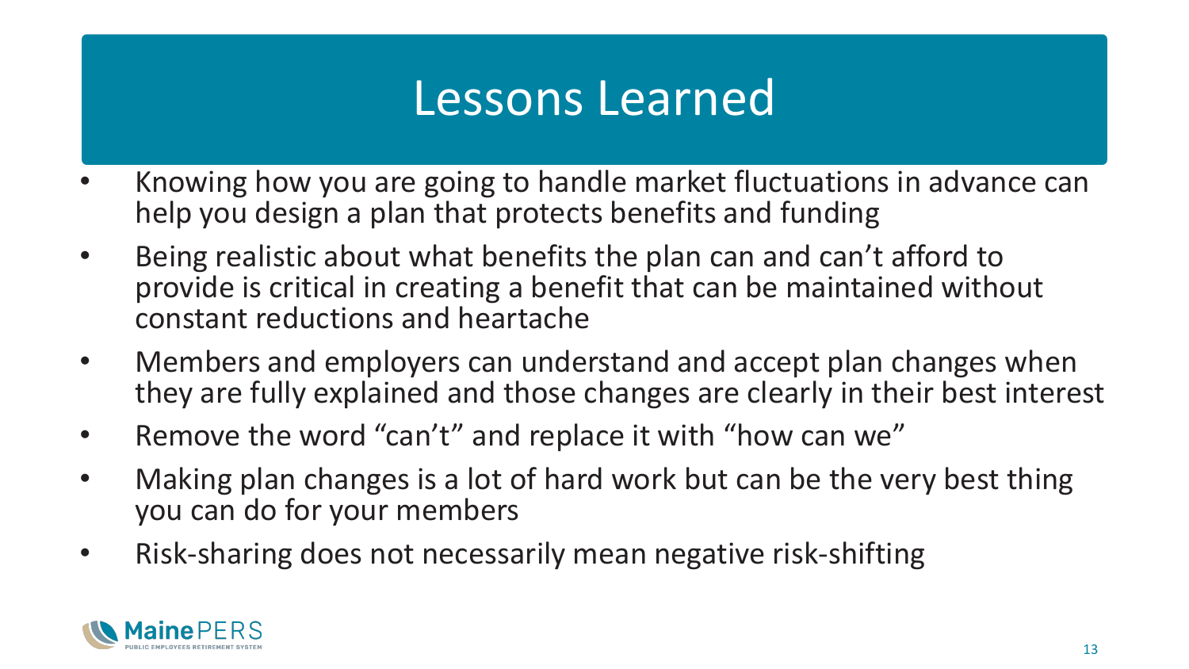# Lessons Learned

- Knowing how you are going to handle market fluctuations in advance can help you design a plan that protects benefits and funding
- Being realistic about what benefits the plan can and can't afford to provide is critical in creating a benefit that can be maintained without constant reductions and heartache
- Members and employers can understand and accept plan changes when they are fully explained and those changes are clearly in their best interest
- Remove the word "can't" and replace it with "how can we"
- Making plan changes is a lot of hard work but can be the very best thing you can do for your members
- Risk-sharing does not necessarily mean negative risk-shifting